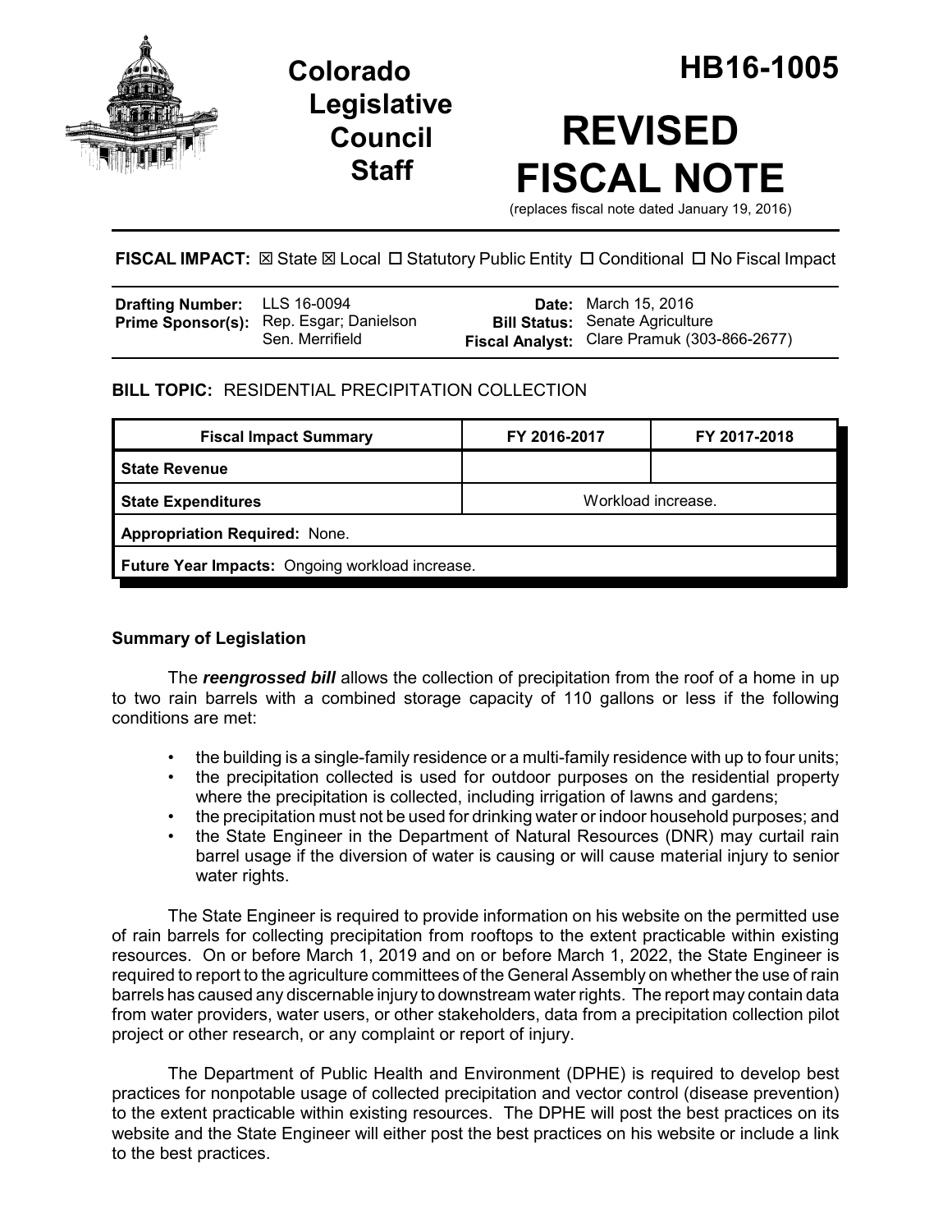# Colorado Legislative Council Staff

# HB16-1005

# REVISED FISCAL NOTE

(replaces fiscal note dated January 19, 2016)

**FISCAL IMPACT:** ☒ State ☒ Local ☐ Statutory Public Entity ☐ Conditional ☐ No Fiscal Impact

| | | | |
|---|---|---|---|
| **Drafting Number:** | LLS 16-0094 | **Date:** | March 15, 2016 |
| **Prime Sponsor(s):** | Rep. Esgar; Danielson Sen. Merrifield | **Bill Status:** | Senate Agriculture |
| | | **Fiscal Analyst:** | Clare Pramuk (303-866-2677) |

**BILL TOPIC:** RESIDENTIAL PRECIPITATION COLLECTION

| Fiscal Impact Summary | FY 2016-2017 | FY 2017-2018 |
|---|---|---|
| **State Revenue** | | |
| **State Expenditures** | Workload increase. | |
| **Appropriation Required:** None. | | |
| **Future Year Impacts:** Ongoing workload increase. | | |

### Summary of Legislation

The ***reengrossed bill*** allows the collection of precipitation from the roof of a home in up to two rain barrels with a combined storage capacity of 110 gallons or less if the following conditions are met:

- the building is a single-family residence or a multi-family residence with up to four units;
- the precipitation collected is used for outdoor purposes on the residential property where the precipitation is collected, including irrigation of lawns and gardens;
- the precipitation must not be used for drinking water or indoor household purposes; and
- the State Engineer in the Department of Natural Resources (DNR) may curtail rain barrel usage if the diversion of water is causing or will cause material injury to senior water rights.

The State Engineer is required to provide information on his website on the permitted use of rain barrels for collecting precipitation from rooftops to the extent practicable within existing resources. On or before March 1, 2019 and on or before March 1, 2022, the State Engineer is required to report to the agriculture committees of the General Assembly on whether the use of rain barrels has caused any discernable injury to downstream water rights. The report may contain data from water providers, water users, or other stakeholders, data from a precipitation collection pilot project or other research, or any complaint or report of injury.

The Department of Public Health and Environment (DPHE) is required to develop best practices for nonpotable usage of collected precipitation and vector control (disease prevention) to the extent practicable within existing resources. The DPHE will post the best practices on its website and the State Engineer will either post the best practices on his website or include a link to the best practices.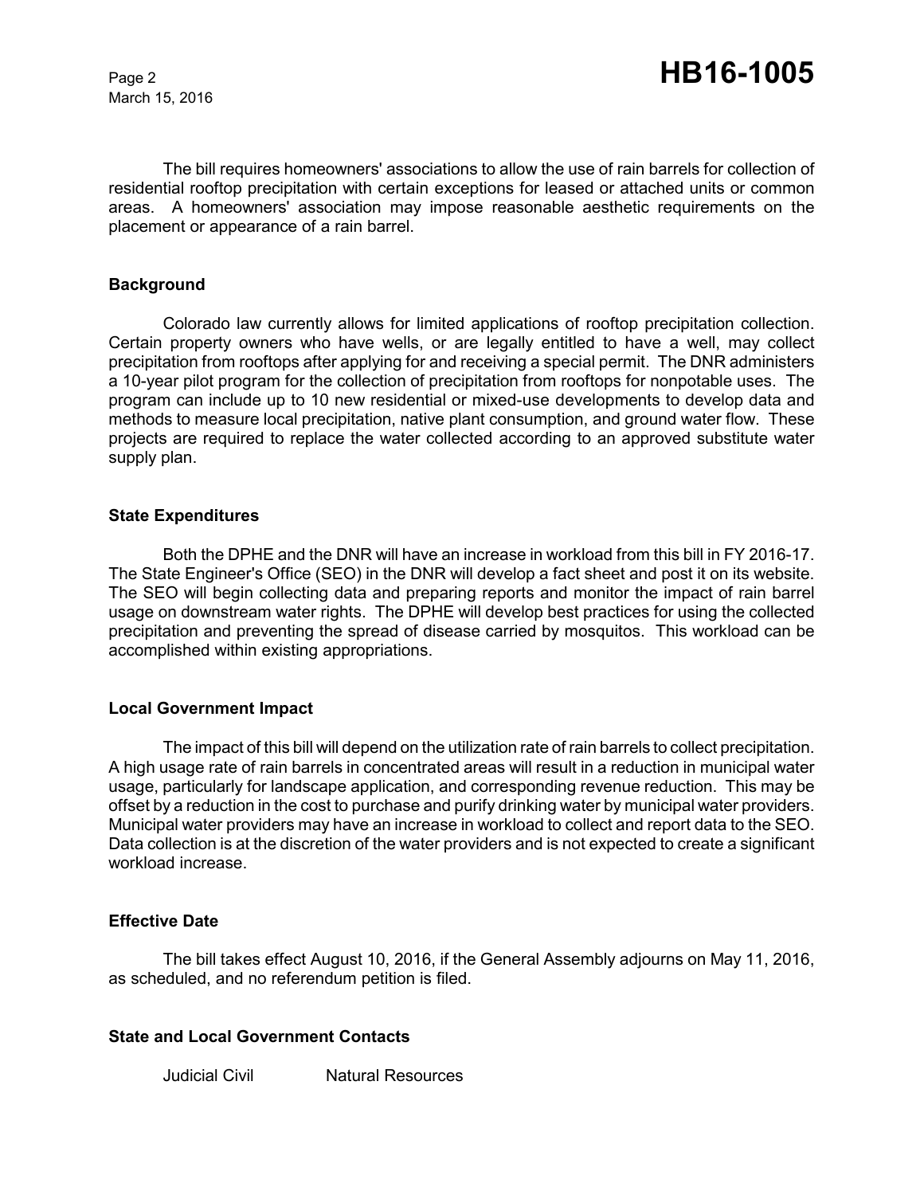The bill requires homeowners' associations to allow the use of rain barrels for collection of residential rooftop precipitation with certain exceptions for leased or attached units or common areas. A homeowners' association may impose reasonable aesthetic requirements on the placement or appearance of a rain barrel.

## Background

Colorado law currently allows for limited applications of rooftop precipitation collection. Certain property owners who have wells, or are legally entitled to have a well, may collect precipitation from rooftops after applying for and receiving a special permit. The DNR administers a 10-year pilot program for the collection of precipitation from rooftops for nonpotable uses. The program can include up to 10 new residential or mixed-use developments to develop data and methods to measure local precipitation, native plant consumption, and ground water flow. These projects are required to replace the water collected according to an approved substitute water supply plan.

## State Expenditures

Both the DPHE and the DNR will have an increase in workload from this bill in FY 2016-17. The State Engineer's Office (SEO) in the DNR will develop a fact sheet and post it on its website. The SEO will begin collecting data and preparing reports and monitor the impact of rain barrel usage on downstream water rights. The DPHE will develop best practices for using the collected precipitation and preventing the spread of disease carried by mosquitos. This workload can be accomplished within existing appropriations.

## Local Government Impact

The impact of this bill will depend on the utilization rate of rain barrels to collect precipitation. A high usage rate of rain barrels in concentrated areas will result in a reduction in municipal water usage, particularly for landscape application, and corresponding revenue reduction. This may be offset by a reduction in the cost to purchase and purify drinking water by municipal water providers. Municipal water providers may have an increase in workload to collect and report data to the SEO. Data collection is at the discretion of the water providers and is not expected to create a significant workload increase.

## Effective Date

The bill takes effect August 10, 2016, if the General Assembly adjourns on May 11, 2016, as scheduled, and no referendum petition is filed.

## State and Local Government Contacts

Judicial Civil Natural Resources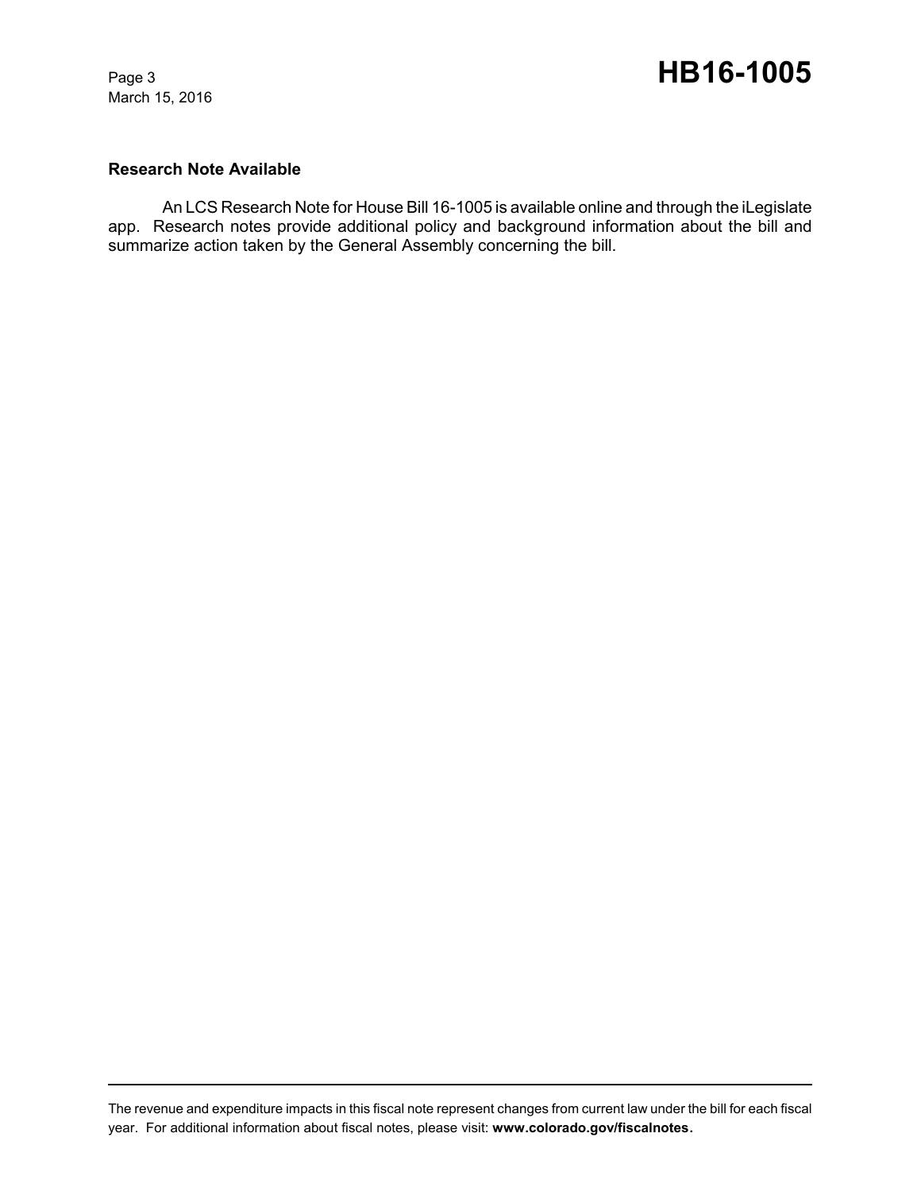**Research Note Available**

An LCS Research Note for House Bill 16-1005 is available online and through the iLegislate app. Research notes provide additional policy and background information about the bill and summarize action taken by the General Assembly concerning the bill.

The revenue and expenditure impacts in this fiscal note represent changes from current law under the bill for each fiscal year. For additional information about fiscal notes, please visit: **www.colorado.gov/fiscalnotes.**